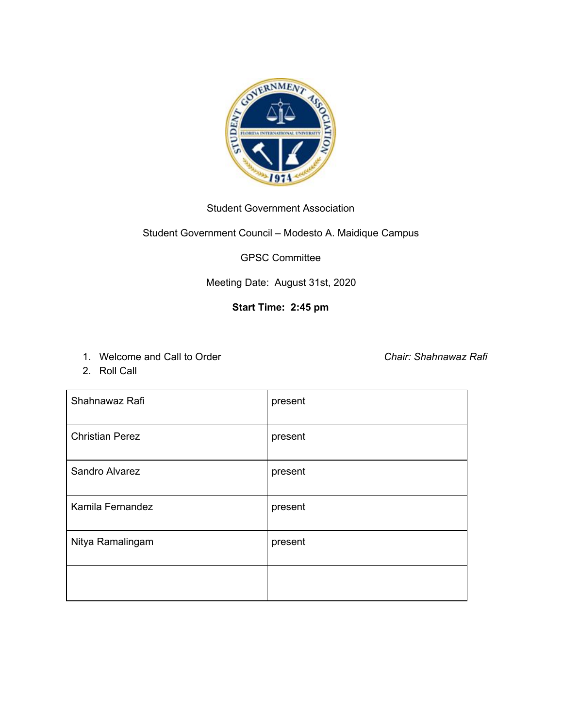Student Government Association

Student Government Council – Modesto A. Maidique Campus

GPSC Committee

Meeting Date: August 31st, 2020

**Start Time: 2:45 pm**

1. Welcome and Call to Order *Chair: Shahnawaz Rafi*
2. Roll Call

| | |
|---|---|
| Shahnawaz Rafi | present |
| Christian Perez | present |
| Sandro Alvarez | present |
| Kamila Fernandez | present |
| Nitya Ramalingam | present |
| | |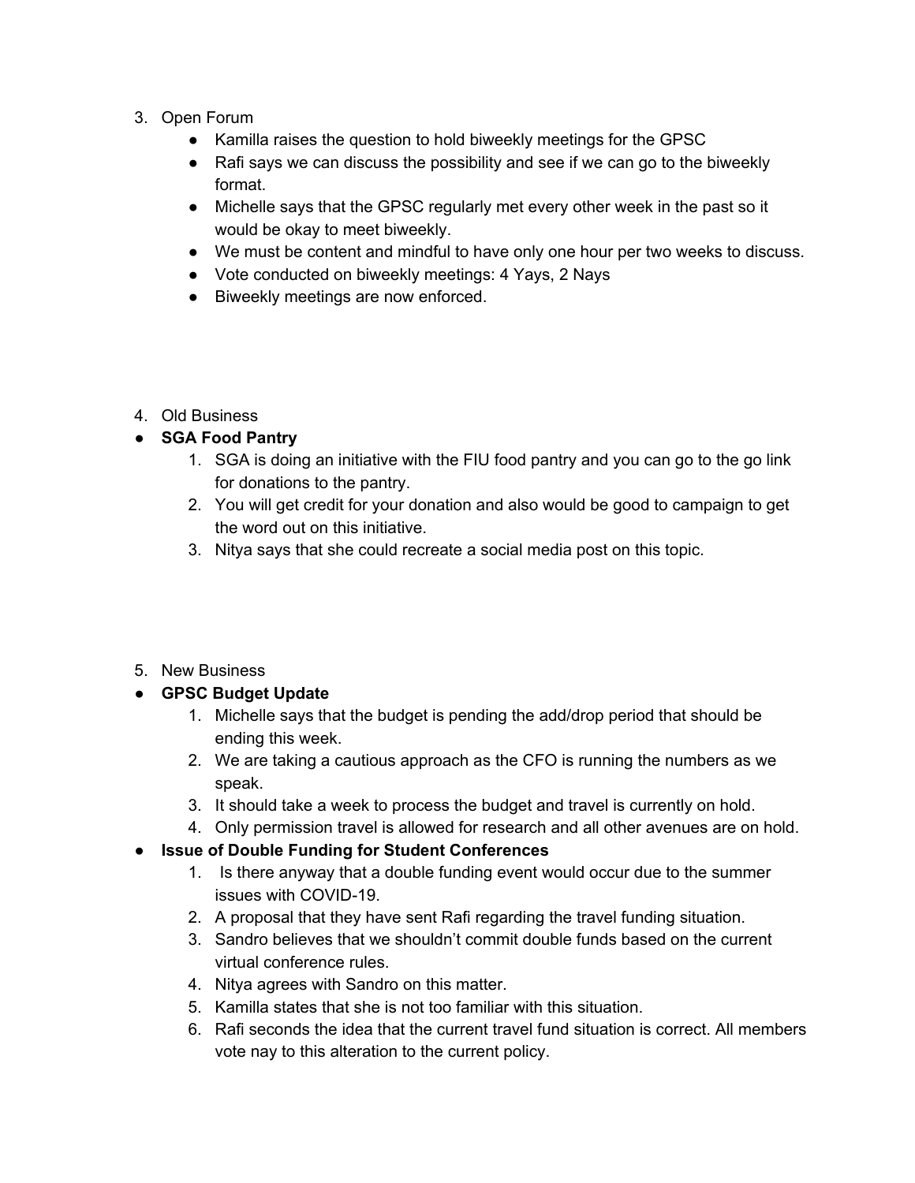3. Open Forum
    - Kamilla raises the question to hold biweekly meetings for the GPSC
    - Rafi says we can discuss the possibility and see if we can go to the biweekly format.
    - Michelle says that the GPSC regularly met every other week in the past so it would be okay to meet biweekly.
    - We must be content and mindful to have only one hour per two weeks to discuss.
    - Vote conducted on biweekly meetings: 4 Yays, 2 Nays
    - Biweekly meetings are now enforced.

4. Old Business

- **SGA Food Pantry**
    1. SGA is doing an initiative with the FIU food pantry and you can go to the go link for donations to the pantry.
    2. You will get credit for your donation and also would be good to campaign to get the word out on this initiative.
    3. Nitya says that she could recreate a social media post on this topic.

5. New Business

- **GPSC Budget Update**
    1. Michelle says that the budget is pending the add/drop period that should be ending this week.
    2. We are taking a cautious approach as the CFO is running the numbers as we speak.
    3. It should take a week to process the budget and travel is currently on hold.
    4. Only permission travel is allowed for research and all other avenues are on hold.
- **Issue of Double Funding for Student Conferences**
    1. Is there anyway that a double funding event would occur due to the summer issues with COVID-19.
    2. A proposal that they have sent Rafi regarding the travel funding situation.
    3. Sandro believes that we shouldn't commit double funds based on the current virtual conference rules.
    4. Nitya agrees with Sandro on this matter.
    5. Kamilla states that she is not too familiar with this situation.
    6. Rafi seconds the idea that the current travel fund situation is correct. All members vote nay to this alteration to the current policy.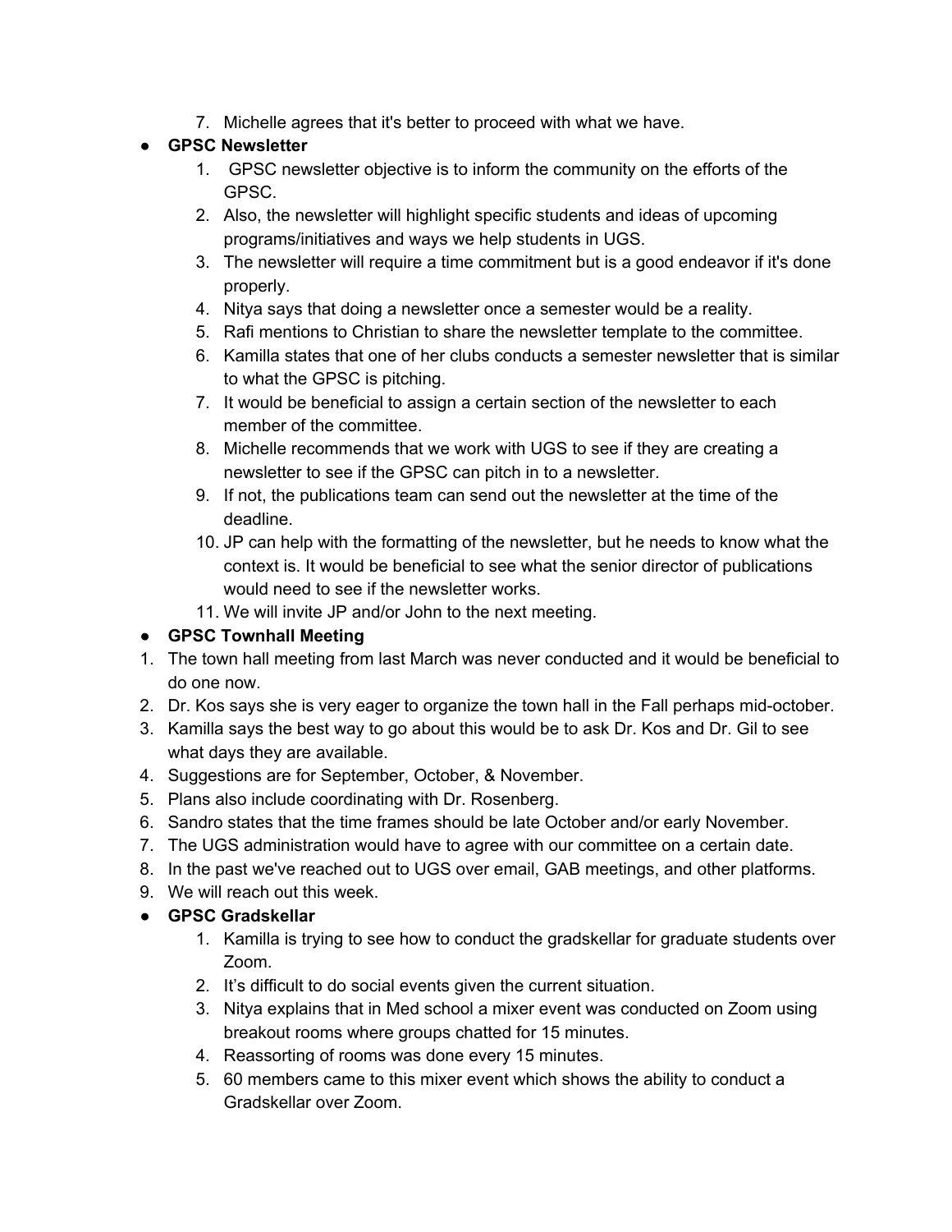7. Michelle agrees that it's better to proceed with what we have.

- **GPSC Newsletter**
    1. GPSC newsletter objective is to inform the community on the efforts of the GPSC.
    2. Also, the newsletter will highlight specific students and ideas of upcoming programs/initiatives and ways we help students in UGS.
    3. The newsletter will require a time commitment but is a good endeavor if it's done properly.
    4. Nitya says that doing a newsletter once a semester would be a reality.
    5. Rafi mentions to Christian to share the newsletter template to the committee.
    6. Kamilla states that one of her clubs conducts a semester newsletter that is similar to what the GPSC is pitching.
    7. It would be beneficial to assign a certain section of the newsletter to each member of the committee.
    8. Michelle recommends that we work with UGS to see if they are creating a newsletter to see if the GPSC can pitch in to a newsletter.
    9. If not, the publications team can send out the newsletter at the time of the deadline.
    10. JP can help with the formatting of the newsletter, but he needs to know what the context is. It would be beneficial to see what the senior director of publications would need to see if the newsletter works.
    11. We will invite JP and/or John to the next meeting.
- **GPSC Townhall Meeting**

1. The town hall meeting from last March was never conducted and it would be beneficial to do one now.
2. Dr. Kos says she is very eager to organize the town hall in the Fall perhaps mid-october.
3. Kamilla says the best way to go about this would be to ask Dr. Kos and Dr. Gil to see what days they are available.
4. Suggestions are for September, October, & November.
5. Plans also include coordinating with Dr. Rosenberg.
6. Sandro states that the time frames should be late October and/or early November.
7. The UGS administration would have to agree with our committee on a certain date.
8. In the past we've reached out to UGS over email, GAB meetings, and other platforms.
9. We will reach out this week.

- **GPSC Gradskellar**
    1. Kamilla is trying to see how to conduct the gradskellar for graduate students over Zoom.
    2. It's difficult to do social events given the current situation.
    3. Nitya explains that in Med school a mixer event was conducted on Zoom using breakout rooms where groups chatted for 15 minutes.
    4. Reassorting of rooms was done every 15 minutes.
    5. 60 members came to this mixer event which shows the ability to conduct a Gradskellar over Zoom.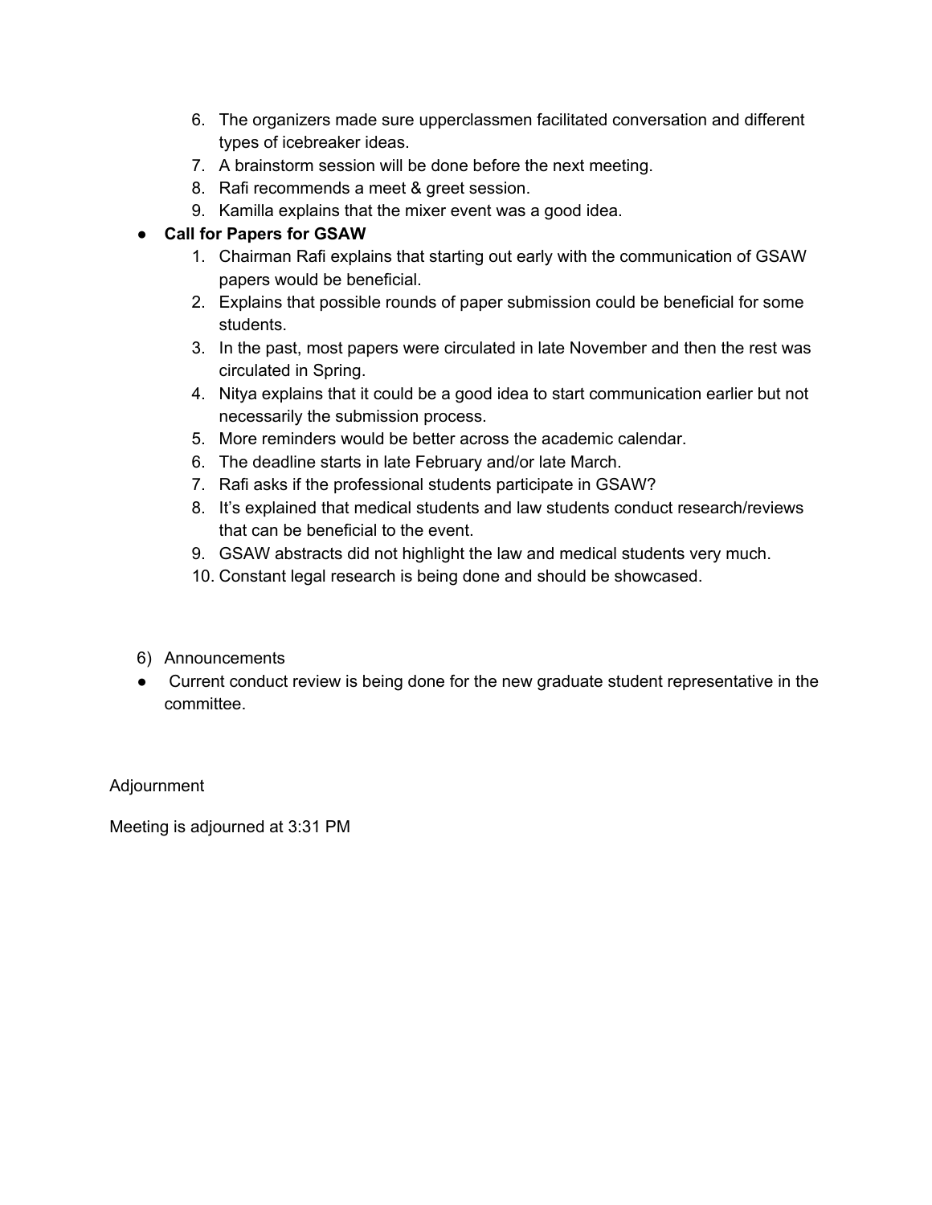6. The organizers made sure upperclassmen facilitated conversation and different types of icebreaker ideas.
7. A brainstorm session will be done before the next meeting.
8. Rafi recommends a meet & greet session.
9. Kamilla explains that the mixer event was a good idea.

- **Call for Papers for GSAW**
    1. Chairman Rafi explains that starting out early with the communication of GSAW papers would be beneficial.
    2. Explains that possible rounds of paper submission could be beneficial for some students.
    3. In the past, most papers were circulated in late November and then the rest was circulated in Spring.
    4. Nitya explains that it could be a good idea to start communication earlier but not necessarily the submission process.
    5. More reminders would be better across the academic calendar.
    6. The deadline starts in late February and/or late March.
    7. Rafi asks if the professional students participate in GSAW?
    8. It's explained that medical students and law students conduct research/reviews that can be beneficial to the event.
    9. GSAW abstracts did not highlight the law and medical students very much.
    10. Constant legal research is being done and should be showcased.

6) Announcements

- Current conduct review is being done for the new graduate student representative in the committee.

Adjournment

Meeting is adjourned at 3:31 PM